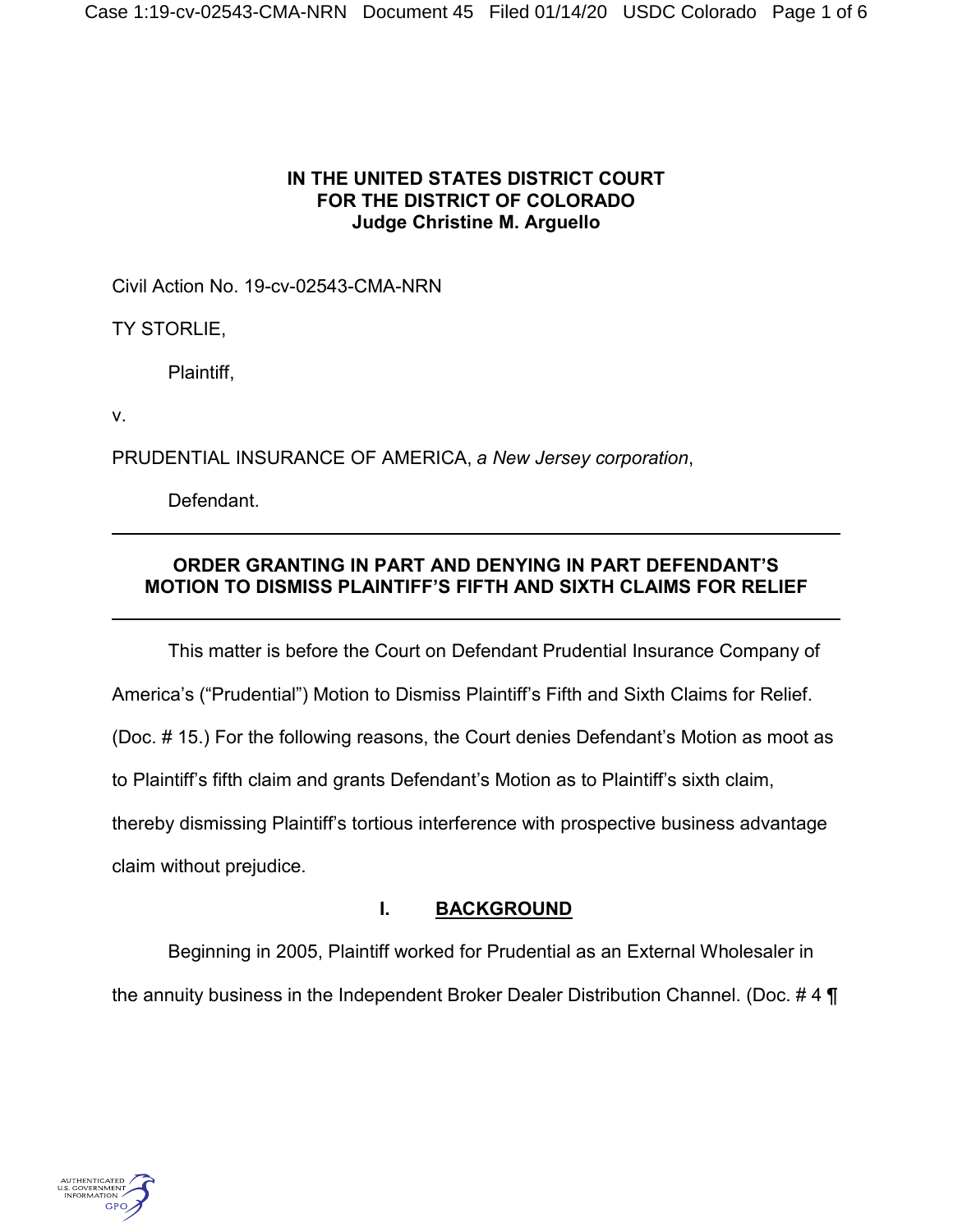**IN THE UNITED STATES DISTRICT COURT**
**FOR THE DISTRICT OF COLORADO**
**Judge Christine M. Arguello**

Civil Action No. 19-cv-02543-CMA-NRN

TY STORLIE,

Plaintiff,

v.

PRUDENTIAL INSURANCE OF AMERICA, *a New Jersey corporation*,

Defendant.

---

## ORDER GRANTING IN PART AND DENYING IN PART DEFENDANT'S MOTION TO DISMISS PLAINTIFF'S FIFTH AND SIXTH CLAIMS FOR RELIEF

---

This matter is before the Court on Defendant Prudential Insurance Company of America's ("Prudential") Motion to Dismiss Plaintiff's Fifth and Sixth Claims for Relief. (Doc. # 15.) For the following reasons, the Court denies Defendant's Motion as moot as to Plaintiff's fifth claim and grants Defendant's Motion as to Plaintiff's sixth claim, thereby dismissing Plaintiff's tortious interference with prospective business advantage claim without prejudice.

### I. BACKGROUND

Beginning in 2005, Plaintiff worked for Prudential as an External Wholesaler in the annuity business in the Independent Broker Dealer Distribution Channel. (Doc. # 4 ¶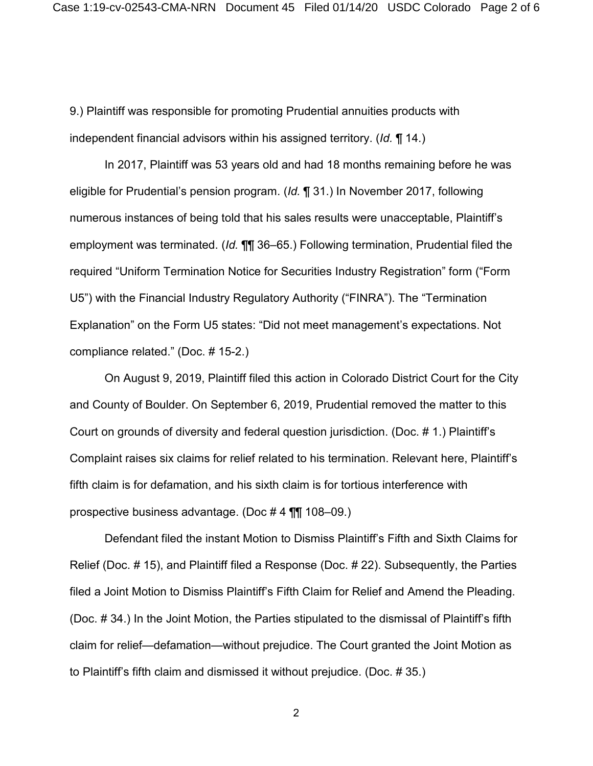9.) Plaintiff was responsible for promoting Prudential annuities products with independent financial advisors within his assigned territory. (*Id.* ¶ 14.)

In 2017, Plaintiff was 53 years old and had 18 months remaining before he was eligible for Prudential's pension program. (*Id.* ¶ 31.) In November 2017, following numerous instances of being told that his sales results were unacceptable, Plaintiff's employment was terminated. (*Id.* ¶¶ 36–65.) Following termination, Prudential filed the required "Uniform Termination Notice for Securities Industry Registration" form ("Form U5") with the Financial Industry Regulatory Authority ("FINRA"). The "Termination Explanation" on the Form U5 states: "Did not meet management's expectations. Not compliance related." (Doc. # 15-2.)

On August 9, 2019, Plaintiff filed this action in Colorado District Court for the City and County of Boulder. On September 6, 2019, Prudential removed the matter to this Court on grounds of diversity and federal question jurisdiction. (Doc. # 1.) Plaintiff's Complaint raises six claims for relief related to his termination. Relevant here, Plaintiff's fifth claim is for defamation, and his sixth claim is for tortious interference with prospective business advantage. (Doc # 4 ¶¶ 108–09.)

Defendant filed the instant Motion to Dismiss Plaintiff's Fifth and Sixth Claims for Relief (Doc. # 15), and Plaintiff filed a Response (Doc. # 22). Subsequently, the Parties filed a Joint Motion to Dismiss Plaintiff's Fifth Claim for Relief and Amend the Pleading. (Doc. # 34.) In the Joint Motion, the Parties stipulated to the dismissal of Plaintiff's fifth claim for relief—defamation—without prejudice. The Court granted the Joint Motion as to Plaintiff's fifth claim and dismissed it without prejudice. (Doc. # 35.)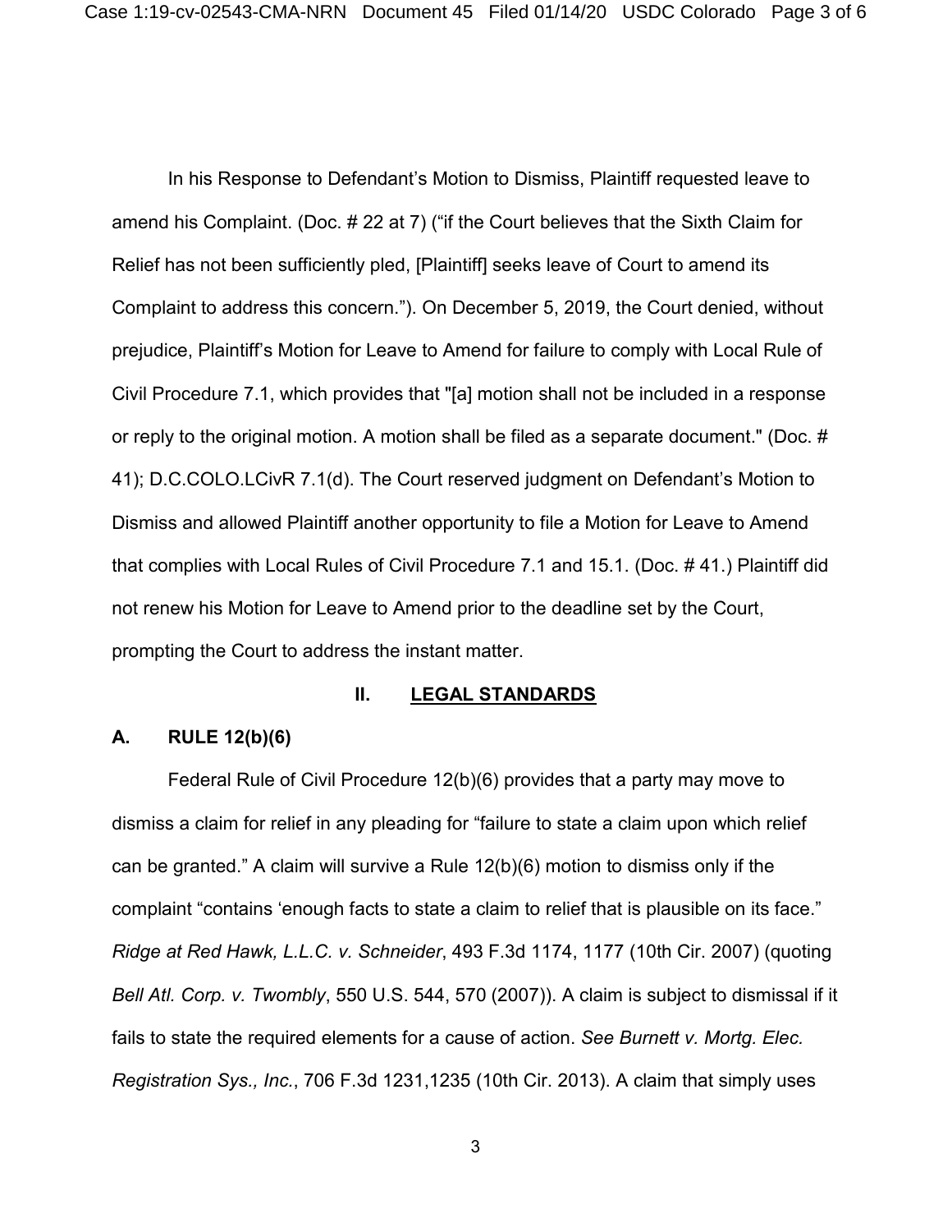In his Response to Defendant's Motion to Dismiss, Plaintiff requested leave to amend his Complaint. (Doc. # 22 at 7) ("if the Court believes that the Sixth Claim for Relief has not been sufficiently pled, [Plaintiff] seeks leave of Court to amend its Complaint to address this concern."). On December 5, 2019, the Court denied, without prejudice, Plaintiff's Motion for Leave to Amend for failure to comply with Local Rule of Civil Procedure 7.1, which provides that "[a] motion shall not be included in a response or reply to the original motion. A motion shall be filed as a separate document." (Doc. # 41); D.C.COLO.LCivR 7.1(d). The Court reserved judgment on Defendant's Motion to Dismiss and allowed Plaintiff another opportunity to file a Motion for Leave to Amend that complies with Local Rules of Civil Procedure 7.1 and 15.1. (Doc. # 41.) Plaintiff did not renew his Motion for Leave to Amend prior to the deadline set by the Court, prompting the Court to address the instant matter.

## II. LEGAL STANDARDS

### A. RULE 12(b)(6)

Federal Rule of Civil Procedure 12(b)(6) provides that a party may move to dismiss a claim for relief in any pleading for "failure to state a claim upon which relief can be granted." A claim will survive a Rule 12(b)(6) motion to dismiss only if the complaint "contains 'enough facts to state a claim to relief that is plausible on its face." *Ridge at Red Hawk, L.L.C. v. Schneider*, 493 F.3d 1174, 1177 (10th Cir. 2007) (quoting *Bell Atl. Corp. v. Twombly*, 550 U.S. 544, 570 (2007)). A claim is subject to dismissal if it fails to state the required elements for a cause of action. *See Burnett v. Mortg. Elec. Registration Sys., Inc.*, 706 F.3d 1231,1235 (10th Cir. 2013). A claim that simply uses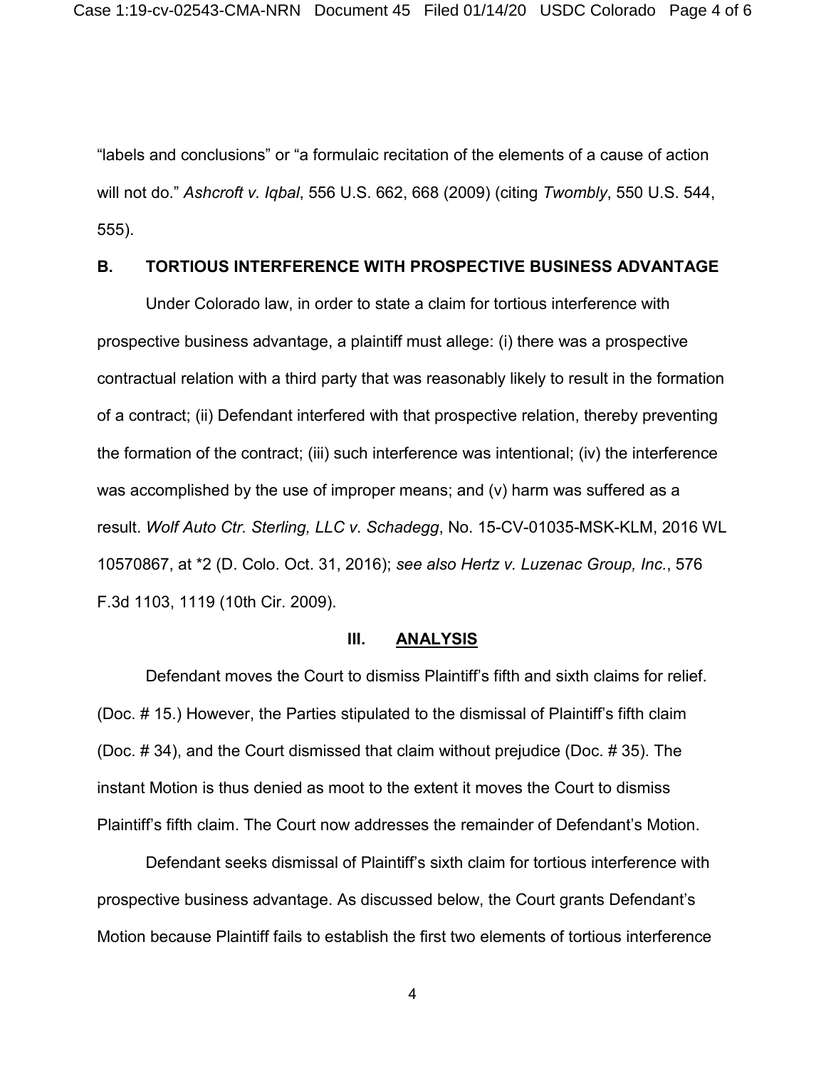"labels and conclusions" or "a formulaic recitation of the elements of a cause of action will not do." *Ashcroft v. Iqbal*, 556 U.S. 662, 668 (2009) (citing *Twombly*, 550 U.S. 544, 555).

### B. TORTIOUS INTERFERENCE WITH PROSPECTIVE BUSINESS ADVANTAGE

Under Colorado law, in order to state a claim for tortious interference with prospective business advantage, a plaintiff must allege: (i) there was a prospective contractual relation with a third party that was reasonably likely to result in the formation of a contract; (ii) Defendant interfered with that prospective relation, thereby preventing the formation of the contract; (iii) such interference was intentional; (iv) the interference was accomplished by the use of improper means; and (v) harm was suffered as a result. *Wolf Auto Ctr. Sterling, LLC v. Schadegg*, No. 15-CV-01035-MSK-KLM, 2016 WL 10570867, at *2 (D. Colo. Oct. 31, 2016); *see also Hertz v. Luzenac Group, Inc.*, 576 F.3d 1103, 1119 (10th Cir. 2009).

## III. ANALYSIS

Defendant moves the Court to dismiss Plaintiff's fifth and sixth claims for relief. (Doc. # 15.) However, the Parties stipulated to the dismissal of Plaintiff's fifth claim (Doc. # 34), and the Court dismissed that claim without prejudice (Doc. # 35). The instant Motion is thus denied as moot to the extent it moves the Court to dismiss Plaintiff's fifth claim. The Court now addresses the remainder of Defendant's Motion.

Defendant seeks dismissal of Plaintiff's sixth claim for tortious interference with prospective business advantage. As discussed below, the Court grants Defendant's Motion because Plaintiff fails to establish the first two elements of tortious interference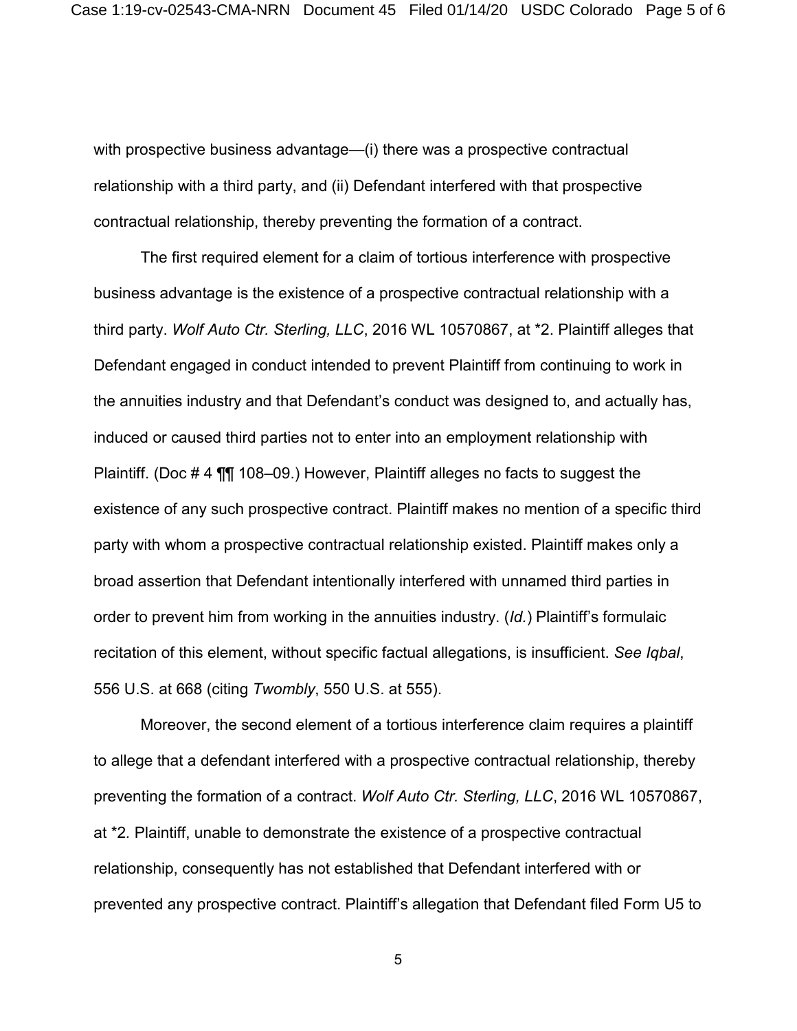with prospective business advantage—(i) there was a prospective contractual relationship with a third party, and (ii) Defendant interfered with that prospective contractual relationship, thereby preventing the formation of a contract.

The first required element for a claim of tortious interference with prospective business advantage is the existence of a prospective contractual relationship with a third party. *Wolf Auto Ctr. Sterling, LLC*, 2016 WL 10570867, at *2. Plaintiff alleges that Defendant engaged in conduct intended to prevent Plaintiff from continuing to work in the annuities industry and that Defendant's conduct was designed to, and actually has, induced or caused third parties not to enter into an employment relationship with Plaintiff. (Doc # 4 ¶¶ 108–09.) However, Plaintiff alleges no facts to suggest the existence of any such prospective contract. Plaintiff makes no mention of a specific third party with whom a prospective contractual relationship existed. Plaintiff makes only a broad assertion that Defendant intentionally interfered with unnamed third parties in order to prevent him from working in the annuities industry. (*Id.*) Plaintiff's formulaic recitation of this element, without specific factual allegations, is insufficient. *See Iqbal*, 556 U.S. at 668 (citing *Twombly*, 550 U.S. at 555).

Moreover, the second element of a tortious interference claim requires a plaintiff to allege that a defendant interfered with a prospective contractual relationship, thereby preventing the formation of a contract. *Wolf Auto Ctr. Sterling, LLC*, 2016 WL 10570867, at *2. Plaintiff, unable to demonstrate the existence of a prospective contractual relationship, consequently has not established that Defendant interfered with or prevented any prospective contract. Plaintiff's allegation that Defendant filed Form U5 to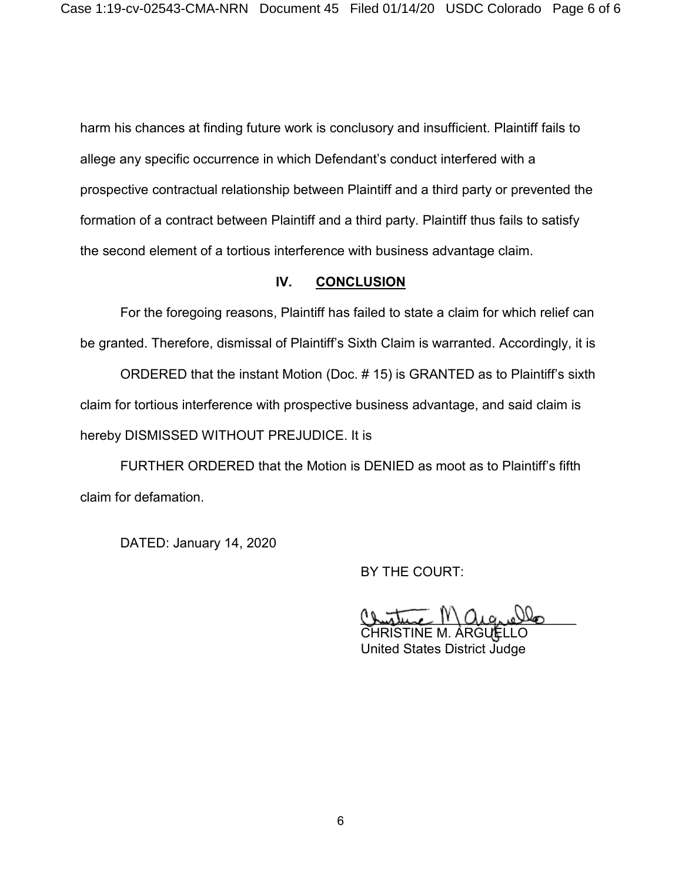harm his chances at finding future work is conclusory and insufficient. Plaintiff fails to allege any specific occurrence in which Defendant's conduct interfered with a prospective contractual relationship between Plaintiff and a third party or prevented the formation of a contract between Plaintiff and a third party. Plaintiff thus fails to satisfy the second element of a tortious interference with business advantage claim.

## IV. CONCLUSION

For the foregoing reasons, Plaintiff has failed to state a claim for which relief can be granted. Therefore, dismissal of Plaintiff's Sixth Claim is warranted. Accordingly, it is

ORDERED that the instant Motion (Doc. # 15) is GRANTED as to Plaintiff's sixth claim for tortious interference with prospective business advantage, and said claim is hereby DISMISSED WITHOUT PREJUDICE. It is

FURTHER ORDERED that the Motion is DENIED as moot as to Plaintiff's fifth claim for defamation.

DATED: January 14, 2020

BY THE COURT:

CHRISTINE M. ARGUELLO
United States District Judge